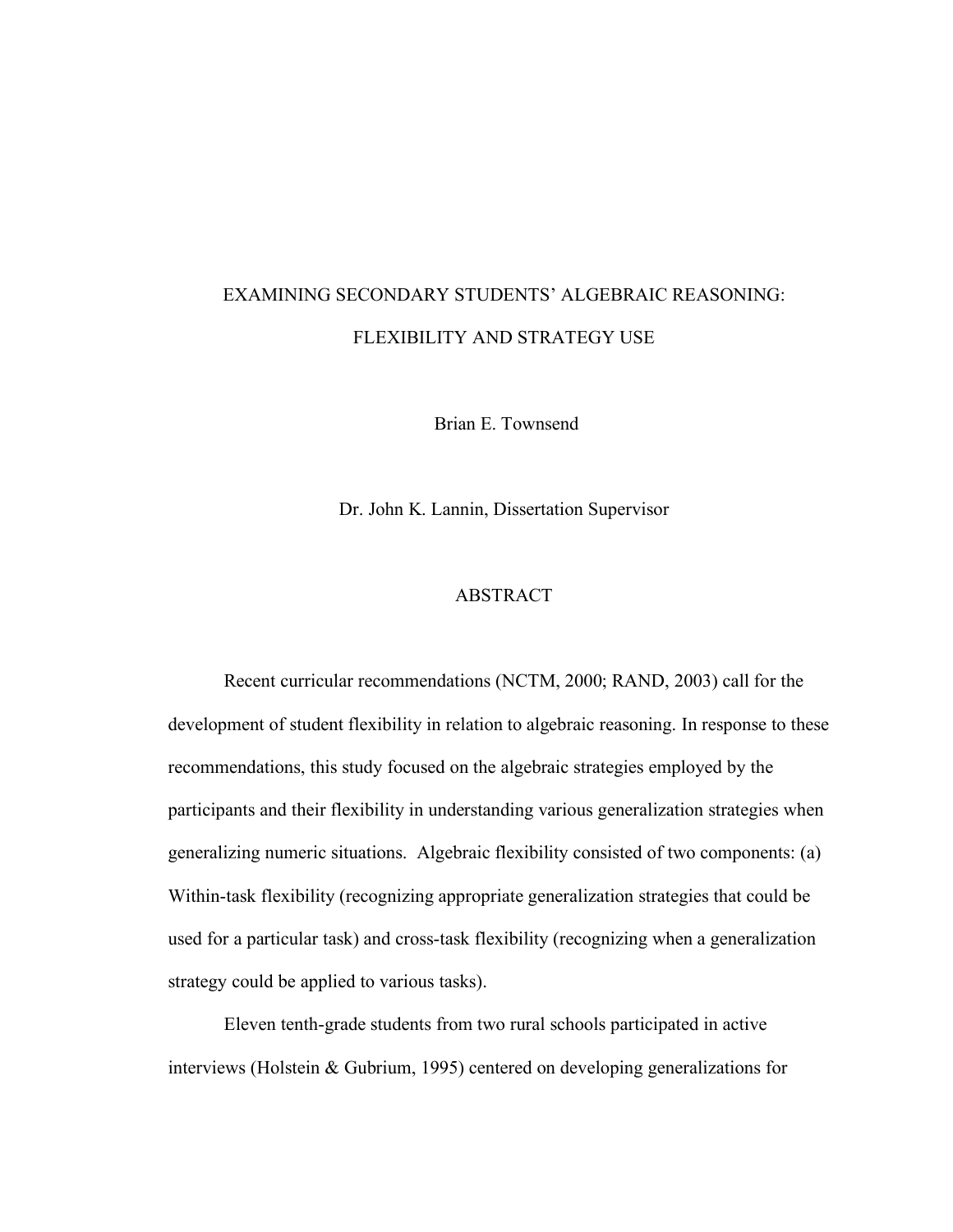# EXAMINING SECONDARY STUDENTS' ALGEBRAIC REASONING: FLEXIBILITY AND STRATEGY USE

Brian E. Townsend

Dr. John K. Lannin, Dissertation Supervisor

## ABSTRACT

Recent curricular recommendations (NCTM, 2000; RAND, 2003) call for the development of student flexibility in relation to algebraic reasoning. In response to these recommendations, this study focused on the algebraic strategies employed by the participants and their flexibility in understanding various generalization strategies when generalizing numeric situations. Algebraic flexibility consisted of two components: (a) Within-task flexibility (recognizing appropriate generalization strategies that could be used for a particular task) and cross-task flexibility (recognizing when a generalization strategy could be applied to various tasks).

Eleven tenth-grade students from two rural schools participated in active interviews (Holstein & Gubrium, 1995) centered on developing generalizations for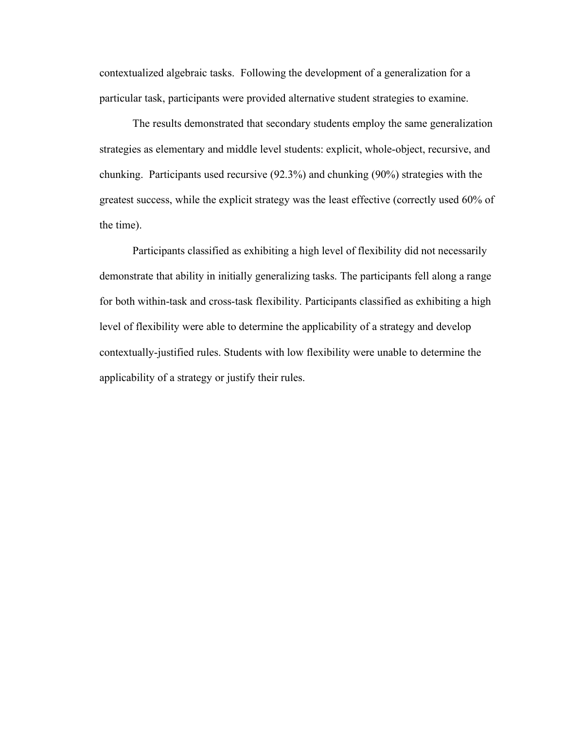contextualized algebraic tasks. Following the development of a generalization for a particular task, participants were provided alternative student strategies to examine.

The results demonstrated that secondary students employ the same generalization strategies as elementary and middle level students: explicit, whole-object, recursive, and chunking. Participants used recursive (92.3%) and chunking (90%) strategies with the greatest success, while the explicit strategy was the least effective (correctly used 60% of the time).

Participants classified as exhibiting a high level of flexibility did not necessarily demonstrate that ability in initially generalizing tasks. The participants fell along a range for both within-task and cross-task flexibility. Participants classified as exhibiting a high level of flexibility were able to determine the applicability of a strategy and develop contextually-justified rules. Students with low flexibility were unable to determine the applicability of a strategy or justify their rules.